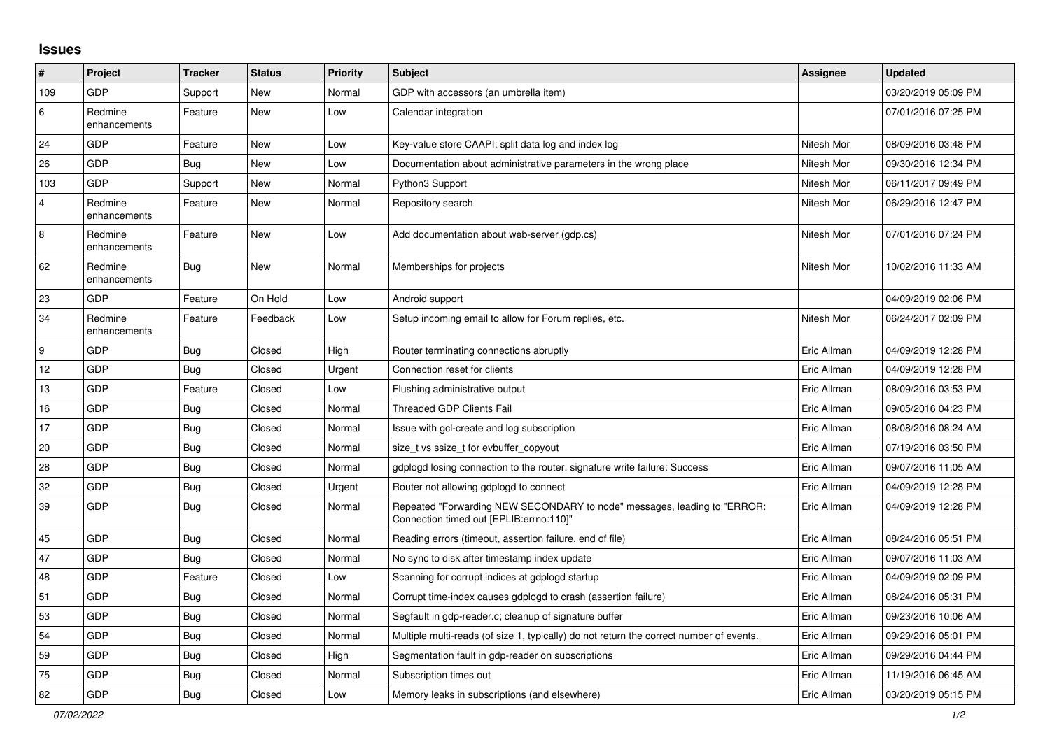## Issues

| # | Project | Tracker | Status | Priority | Subject | Assignee | Updated |
|---|---|---|---|---|---|---|---|
| 109 | GDP | Support | New | Normal | GDP with accessors (an umbrella item) | | 03/20/2019 05:09 PM |
| 6 | Redmine enhancements | Feature | New | Low | Calendar integration | | 07/01/2016 07:25 PM |
| 24 | GDP | Feature | New | Low | Key-value store CAAPI: split data log and index log | Nitesh Mor | 08/09/2016 03:48 PM |
| 26 | GDP | Bug | New | Low | Documentation about administrative parameters in the wrong place | Nitesh Mor | 09/30/2016 12:34 PM |
| 103 | GDP | Support | New | Normal | Python3 Support | Nitesh Mor | 06/11/2017 09:49 PM |
| 4 | Redmine enhancements | Feature | New | Normal | Repository search | Nitesh Mor | 06/29/2016 12:47 PM |
| 8 | Redmine enhancements | Feature | New | Low | Add documentation about web-server (gdp.cs) | Nitesh Mor | 07/01/2016 07:24 PM |
| 62 | Redmine enhancements | Bug | New | Normal | Memberships for projects | Nitesh Mor | 10/02/2016 11:33 AM |
| 23 | GDP | Feature | On Hold | Low | Android support | | 04/09/2019 02:06 PM |
| 34 | Redmine enhancements | Feature | Feedback | Low | Setup incoming email to allow for Forum replies, etc. | Nitesh Mor | 06/24/2017 02:09 PM |
| 9 | GDP | Bug | Closed | High | Router terminating connections abruptly | Eric Allman | 04/09/2019 12:28 PM |
| 12 | GDP | Bug | Closed | Urgent | Connection reset for clients | Eric Allman | 04/09/2019 12:28 PM |
| 13 | GDP | Feature | Closed | Low | Flushing administrative output | Eric Allman | 08/09/2016 03:53 PM |
| 16 | GDP | Bug | Closed | Normal | Threaded GDP Clients Fail | Eric Allman | 09/05/2016 04:23 PM |
| 17 | GDP | Bug | Closed | Normal | Issue with gcl-create and log subscription | Eric Allman | 08/08/2016 08:24 AM |
| 20 | GDP | Bug | Closed | Normal | size_t vs ssize_t for evbuffer_copyout | Eric Allman | 07/19/2016 03:50 PM |
| 28 | GDP | Bug | Closed | Normal | gdplogd losing connection to the router. signature write failure: Success | Eric Allman | 09/07/2016 11:05 AM |
| 32 | GDP | Bug | Closed | Urgent | Router not allowing gdplogd to connect | Eric Allman | 04/09/2019 12:28 PM |
| 39 | GDP | Bug | Closed | Normal | Repeated "Forwarding NEW SECONDARY to node" messages, leading to "ERROR: Connection timed out [EPLIB:errno:110]" | Eric Allman | 04/09/2019 12:28 PM |
| 45 | GDP | Bug | Closed | Normal | Reading errors (timeout, assertion failure, end of file) | Eric Allman | 08/24/2016 05:51 PM |
| 47 | GDP | Bug | Closed | Normal | No sync to disk after timestamp index update | Eric Allman | 09/07/2016 11:03 AM |
| 48 | GDP | Feature | Closed | Low | Scanning for corrupt indices at gdplogd startup | Eric Allman | 04/09/2019 02:09 PM |
| 51 | GDP | Bug | Closed | Normal | Corrupt time-index causes gdplogd to crash (assertion failure) | Eric Allman | 08/24/2016 05:31 PM |
| 53 | GDP | Bug | Closed | Normal | Segfault in gdp-reader.c; cleanup of signature buffer | Eric Allman | 09/23/2016 10:06 AM |
| 54 | GDP | Bug | Closed | Normal | Multiple multi-reads (of size 1, typically) do not return the correct number of events. | Eric Allman | 09/29/2016 05:01 PM |
| 59 | GDP | Bug | Closed | High | Segmentation fault in gdp-reader on subscriptions | Eric Allman | 09/29/2016 04:44 PM |
| 75 | GDP | Bug | Closed | Normal | Subscription times out | Eric Allman | 11/19/2016 06:45 AM |
| 82 | GDP | Bug | Closed | Low | Memory leaks in subscriptions (and elsewhere) | Eric Allman | 03/20/2019 05:15 PM |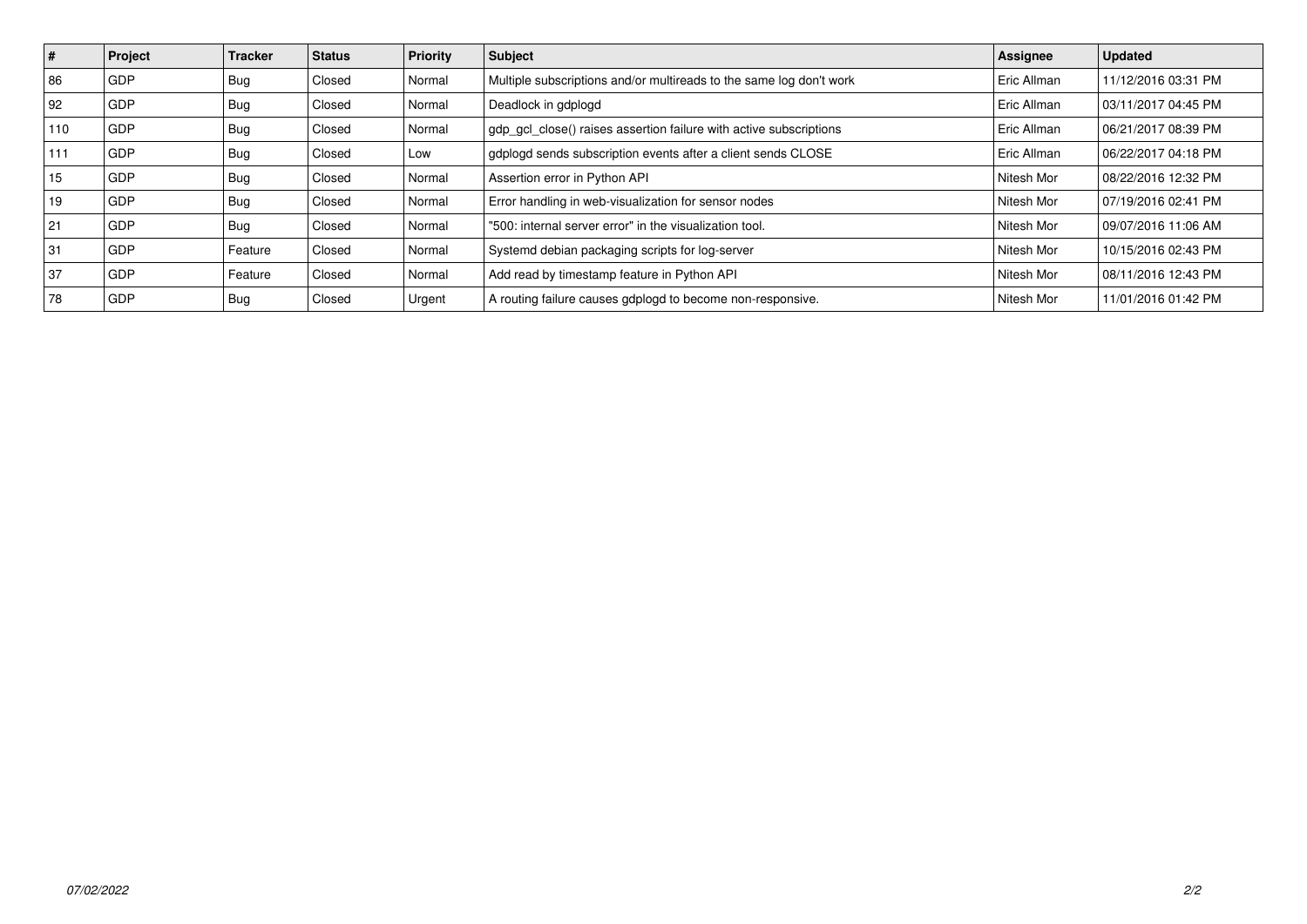| # | Project | Tracker | Status | Priority | Subject | Assignee | Updated |
|---|---|---|---|---|---|---|---|
| 86 | GDP | Bug | Closed | Normal | Multiple subscriptions and/or multireads to the same log don't work | Eric Allman | 11/12/2016 03:31 PM |
| 92 | GDP | Bug | Closed | Normal | Deadlock in gdplogd | Eric Allman | 03/11/2017 04:45 PM |
| 110 | GDP | Bug | Closed | Normal | gdp_gcl_close() raises assertion failure with active subscriptions | Eric Allman | 06/21/2017 08:39 PM |
| 111 | GDP | Bug | Closed | Low | gdplogd sends subscription events after a client sends CLOSE | Eric Allman | 06/22/2017 04:18 PM |
| 15 | GDP | Bug | Closed | Normal | Assertion error in Python API | Nitesh Mor | 08/22/2016 12:32 PM |
| 19 | GDP | Bug | Closed | Normal | Error handling in web-visualization for sensor nodes | Nitesh Mor | 07/19/2016 02:41 PM |
| 21 | GDP | Bug | Closed | Normal | "500: internal server error" in the visualization tool. | Nitesh Mor | 09/07/2016 11:06 AM |
| 31 | GDP | Feature | Closed | Normal | Systemd debian packaging scripts for log-server | Nitesh Mor | 10/15/2016 02:43 PM |
| 37 | GDP | Feature | Closed | Normal | Add read by timestamp feature in Python API | Nitesh Mor | 08/11/2016 12:43 PM |
| 78 | GDP | Bug | Closed | Urgent | A routing failure causes gdplogd to become non-responsive. | Nitesh Mor | 11/01/2016 01:42 PM |

*07/02/2022*